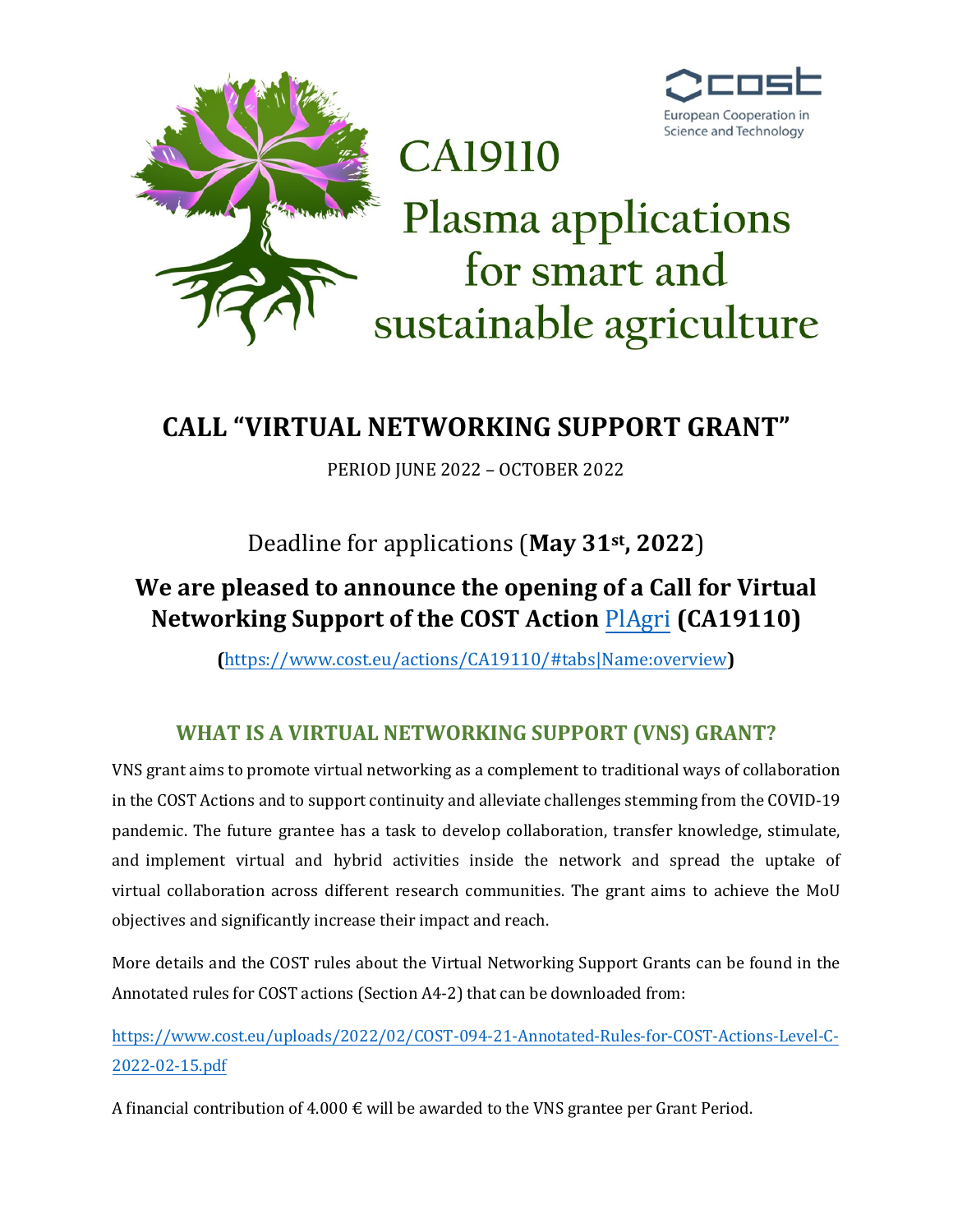cost
European Cooperation in Science and Technology

# CA19110

# Plasma applications for smart and sustainable agriculture

## CALL "VIRTUAL NETWORKING SUPPORT GRANT"

PERIOD JUNE 2022 – OCTOBER 2022

Deadline for applications (**May 31st, 2022**)

## We are pleased to announce the opening of a Call for Virtual Networking Support of the COST Action PlAgri (CA19110)

**(**https://www.cost.eu/actions/CA19110/#tabs|Name:overview**)**

### WHAT IS A VIRTUAL NETWORKING SUPPORT (VNS) GRANT?

VNS grant aims to promote virtual networking as a complement to traditional ways of collaboration in the COST Actions and to support continuity and alleviate challenges stemming from the COVID-19 pandemic. The future grantee has a task to develop collaboration, transfer knowledge, stimulate, and implement virtual and hybrid activities inside the network and spread the uptake of virtual collaboration across different research communities. The grant aims to achieve the MoU objectives and significantly increase their impact and reach.

More details and the COST rules about the Virtual Networking Support Grants can be found in the Annotated rules for COST actions (Section A4-2) that can be downloaded from:

https://www.cost.eu/uploads/2022/02/COST-094-21-Annotated-Rules-for-COST-Actions-Level-C-2022-02-15.pdf

A financial contribution of 4.000 € will be awarded to the VNS grantee per Grant Period.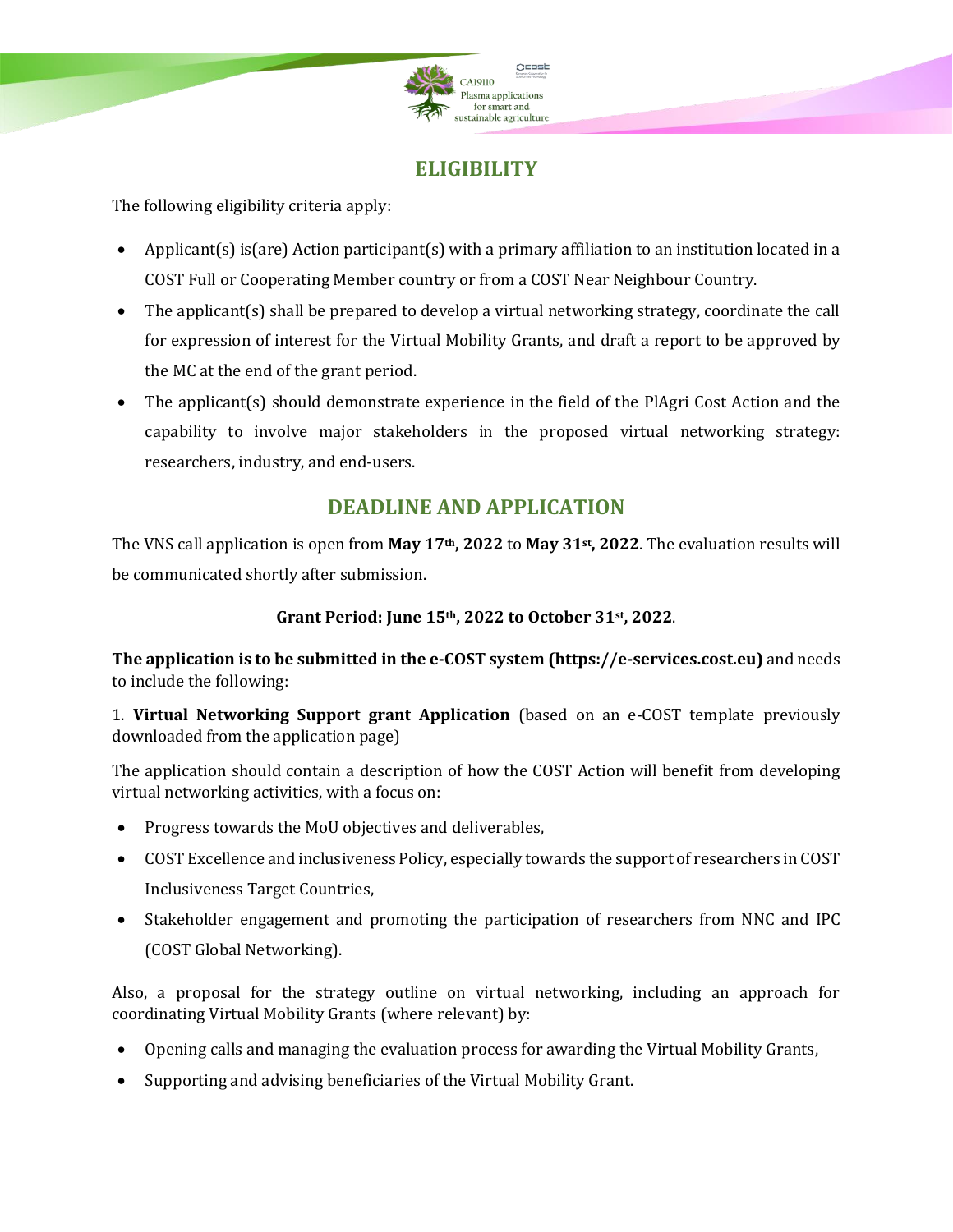## ELIGIBILITY

The following eligibility criteria apply:

- Applicant(s) is(are) Action participant(s) with a primary affiliation to an institution located in a COST Full or Cooperating Member country or from a COST Near Neighbour Country.
- The applicant(s) shall be prepared to develop a virtual networking strategy, coordinate the call for expression of interest for the Virtual Mobility Grants, and draft a report to be approved by the MC at the end of the grant period.
- The applicant(s) should demonstrate experience in the field of the PlAgri Cost Action and the capability to involve major stakeholders in the proposed virtual networking strategy: researchers, industry, and end-users.

## DEADLINE AND APPLICATION

The VNS call application is open from **May 17th, 2022** to **May 31st, 2022**. The evaluation results will be communicated shortly after submission.

**Grant Period: June 15th, 2022 to October 31st, 2022**.

**The application is to be submitted in the e-COST system (https://e-services.cost.eu)** and needs to include the following:

1. **Virtual Networking Support grant Application** (based on an e-COST template previously downloaded from the application page)

The application should contain a description of how the COST Action will benefit from developing virtual networking activities, with a focus on:

- Progress towards the MoU objectives and deliverables,
- COST Excellence and inclusiveness Policy, especially towards the support of researchers in COST Inclusiveness Target Countries,
- Stakeholder engagement and promoting the participation of researchers from NNC and IPC (COST Global Networking).

Also, a proposal for the strategy outline on virtual networking, including an approach for coordinating Virtual Mobility Grants (where relevant) by:

- Opening calls and managing the evaluation process for awarding the Virtual Mobility Grants,
- Supporting and advising beneficiaries of the Virtual Mobility Grant.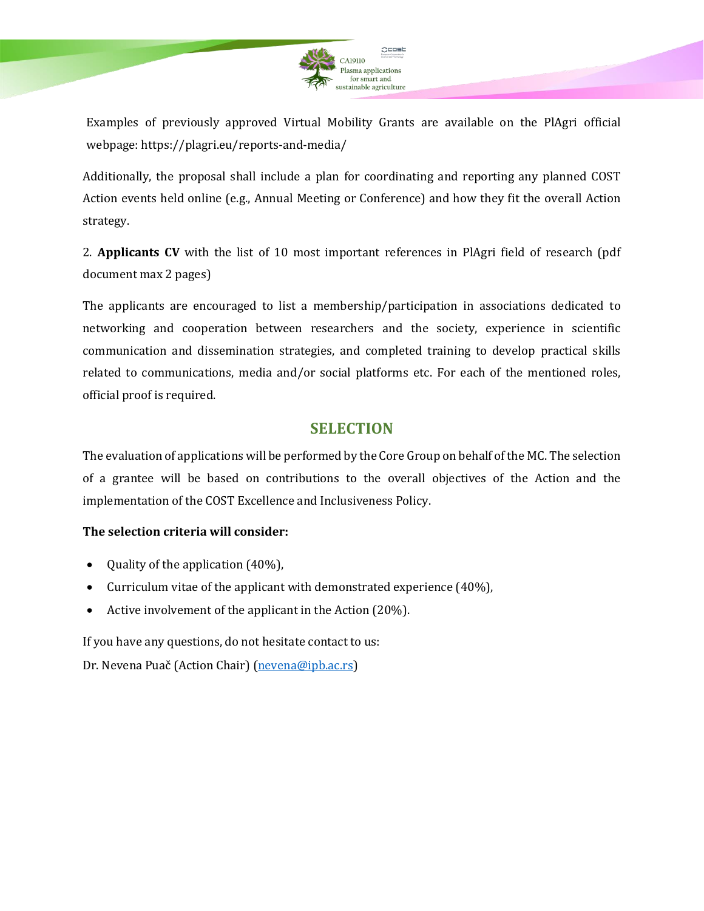Examples of previously approved Virtual Mobility Grants are available on the PlAgri official webpage: https://plagri.eu/reports-and-media/

Additionally, the proposal shall include a plan for coordinating and reporting any planned COST Action events held online (e.g., Annual Meeting or Conference) and how they fit the overall Action strategy.

2. **Applicants CV** with the list of 10 most important references in PlAgri field of research (pdf document max 2 pages)

The applicants are encouraged to list a membership/participation in associations dedicated to networking and cooperation between researchers and the society, experience in scientific communication and dissemination strategies, and completed training to develop practical skills related to communications, media and/or social platforms etc. For each of the mentioned roles, official proof is required.

## SELECTION

The evaluation of applications will be performed by the Core Group on behalf of the MC. The selection of a grantee will be based on contributions to the overall objectives of the Action and the implementation of the COST Excellence and Inclusiveness Policy.

**The selection criteria will consider:**

- Quality of the application (40%),
- Curriculum vitae of the applicant with demonstrated experience (40%),
- Active involvement of the applicant in the Action (20%).

If you have any questions, do not hesitate contact to us:

Dr. Nevena Puač (Action Chair) (nevena@ipb.ac.rs)